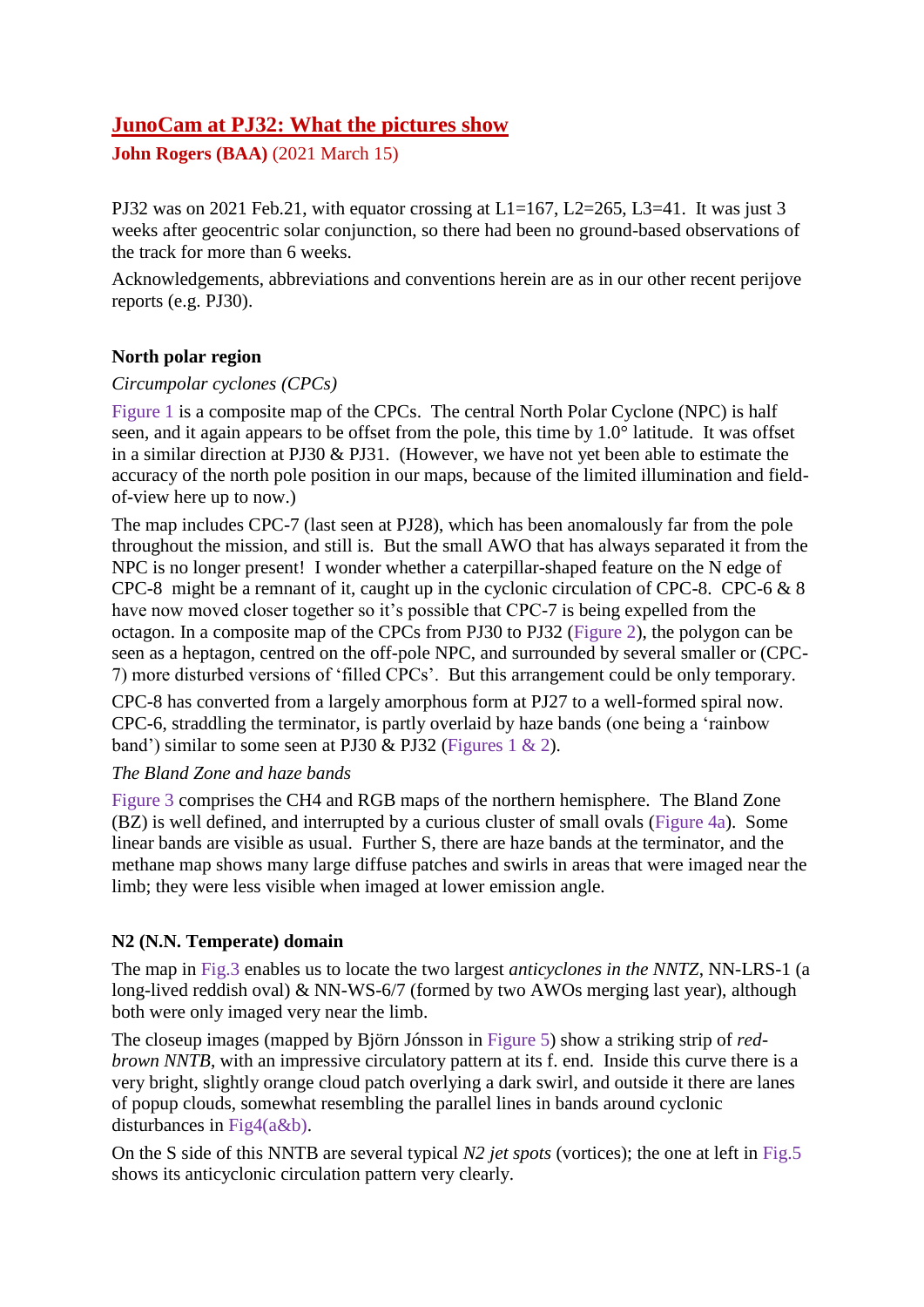# JunoCam at PJ32: What the pictures show

**John Rogers (BAA)** (2021 March 15)

PJ32 was on 2021 Feb.21, with equator crossing at L1=167, L2=265, L3=41. It was just 3 weeks after geocentric solar conjunction, so there had been no ground-based observations of the track for more than 6 weeks.

Acknowledgements, abbreviations and conventions herein are as in our other recent perijove reports (e.g. PJ30).

## North polar region

*Circumpolar cyclones (CPCs)*

Figure 1 is a composite map of the CPCs. The central North Polar Cyclone (NPC) is half seen, and it again appears to be offset from the pole, this time by 1.0° latitude. It was offset in a similar direction at PJ30 & PJ31. (However, we have not yet been able to estimate the accuracy of the north pole position in our maps, because of the limited illumination and field-of-view here up to now.)

The map includes CPC-7 (last seen at PJ28), which has been anomalously far from the pole throughout the mission, and still is. But the small AWO that has always separated it from the NPC is no longer present! I wonder whether a caterpillar-shaped feature on the N edge of CPC-8 might be a remnant of it, caught up in the cyclonic circulation of CPC-8. CPC-6 & 8 have now moved closer together so it's possible that CPC-7 is being expelled from the octagon. In a composite map of the CPCs from PJ30 to PJ32 (Figure 2), the polygon can be seen as a heptagon, centred on the off-pole NPC, and surrounded by several smaller or (CPC-7) more disturbed versions of 'filled CPCs'. But this arrangement could be only temporary.

CPC-8 has converted from a largely amorphous form at PJ27 to a well-formed spiral now. CPC-6, straddling the terminator, is partly overlaid by haze bands (one being a 'rainbow band') similar to some seen at PJ30 & PJ32 (Figures 1 & 2).

*The Bland Zone and haze bands*

Figure 3 comprises the CH4 and RGB maps of the northern hemisphere. The Bland Zone (BZ) is well defined, and interrupted by a curious cluster of small ovals (Figure 4a). Some linear bands are visible as usual. Further S, there are haze bands at the terminator, and the methane map shows many large diffuse patches and swirls in areas that were imaged near the limb; they were less visible when imaged at lower emission angle.

## N2 (N.N. Temperate) domain

The map in Fig.3 enables us to locate the two largest *anticyclones in the NNTZ*, NN-LRS-1 (a long-lived reddish oval) & NN-WS-6/7 (formed by two AWOs merging last year), although both were only imaged very near the limb.

The closeup images (mapped by Björn Jónsson in Figure 5) show a striking strip of *red-brown NNTB*, with an impressive circulatory pattern at its f. end. Inside this curve there is a very bright, slightly orange cloud patch overlying a dark swirl, and outside it there are lanes of popup clouds, somewhat resembling the parallel lines in bands around cyclonic disturbances in Fig4(a&b).

On the S side of this NNTB are several typical *N2 jet spots* (vortices); the one at left in Fig.5 shows its anticyclonic circulation pattern very clearly.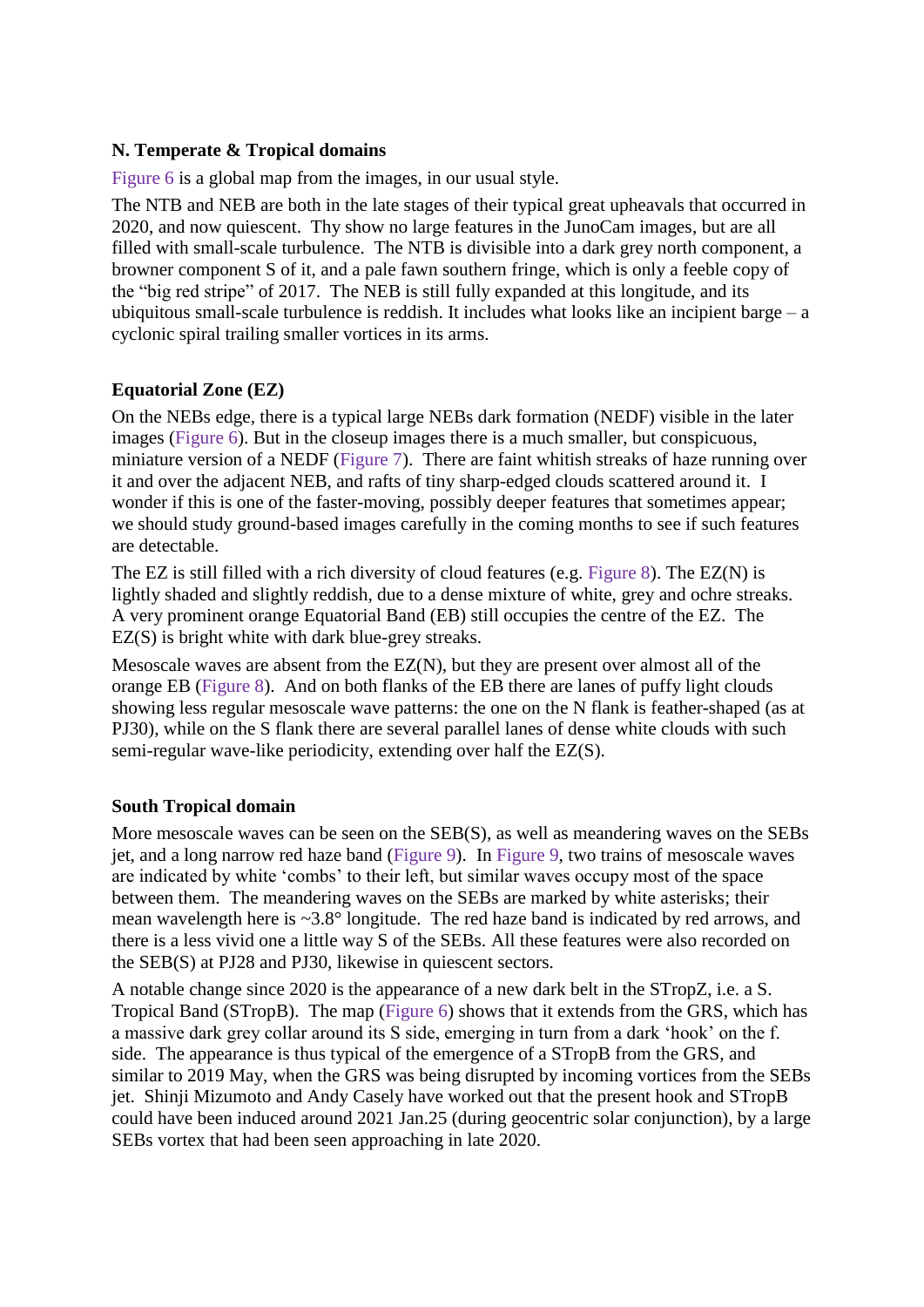**N. Temperate & Tropical domains**

Figure 6 is a global map from the images, in our usual style.

The NTB and NEB are both in the late stages of their typical great upheavals that occurred in 2020, and now quiescent. Thy show no large features in the JunoCam images, but are all filled with small-scale turbulence. The NTB is divisible into a dark grey north component, a browner component S of it, and a pale fawn southern fringe, which is only a feeble copy of the "big red stripe" of 2017. The NEB is still fully expanded at this longitude, and its ubiquitous small-scale turbulence is reddish. It includes what looks like an incipient barge – a cyclonic spiral trailing smaller vortices in its arms.

**Equatorial Zone (EZ)**

On the NEBs edge, there is a typical large NEBs dark formation (NEDF) visible in the later images (Figure 6). But in the closeup images there is a much smaller, but conspicuous, miniature version of a NEDF (Figure 7). There are faint whitish streaks of haze running over it and over the adjacent NEB, and rafts of tiny sharp-edged clouds scattered around it. I wonder if this is one of the faster-moving, possibly deeper features that sometimes appear; we should study ground-based images carefully in the coming months to see if such features are detectable.

The EZ is still filled with a rich diversity of cloud features (e.g. Figure 8). The EZ(N) is lightly shaded and slightly reddish, due to a dense mixture of white, grey and ochre streaks. A very prominent orange Equatorial Band (EB) still occupies the centre of the EZ. The EZ(S) is bright white with dark blue-grey streaks.

Mesoscale waves are absent from the EZ(N), but they are present over almost all of the orange EB (Figure 8). And on both flanks of the EB there are lanes of puffy light clouds showing less regular mesoscale wave patterns: the one on the N flank is feather-shaped (as at PJ30), while on the S flank there are several parallel lanes of dense white clouds with such semi-regular wave-like periodicity, extending over half the EZ(S).

**South Tropical domain**

More mesoscale waves can be seen on the SEB(S), as well as meandering waves on the SEBs jet, and a long narrow red haze band (Figure 9). In Figure 9, two trains of mesoscale waves are indicated by white 'combs' to their left, but similar waves occupy most of the space between them. The meandering waves on the SEBs are marked by white asterisks; their mean wavelength here is ~3.8° longitude. The red haze band is indicated by red arrows, and there is a less vivid one a little way S of the SEBs. All these features were also recorded on the SEB(S) at PJ28 and PJ30, likewise in quiescent sectors.

A notable change since 2020 is the appearance of a new dark belt in the STropZ, i.e. a S. Tropical Band (STropB). The map (Figure 6) shows that it extends from the GRS, which has a massive dark grey collar around its S side, emerging in turn from a dark 'hook' on the f. side. The appearance is thus typical of the emergence of a STropB from the GRS, and similar to 2019 May, when the GRS was being disrupted by incoming vortices from the SEBs jet. Shinji Mizumoto and Andy Casely have worked out that the present hook and STropB could have been induced around 2021 Jan.25 (during geocentric solar conjunction), by a large SEBs vortex that had been seen approaching in late 2020.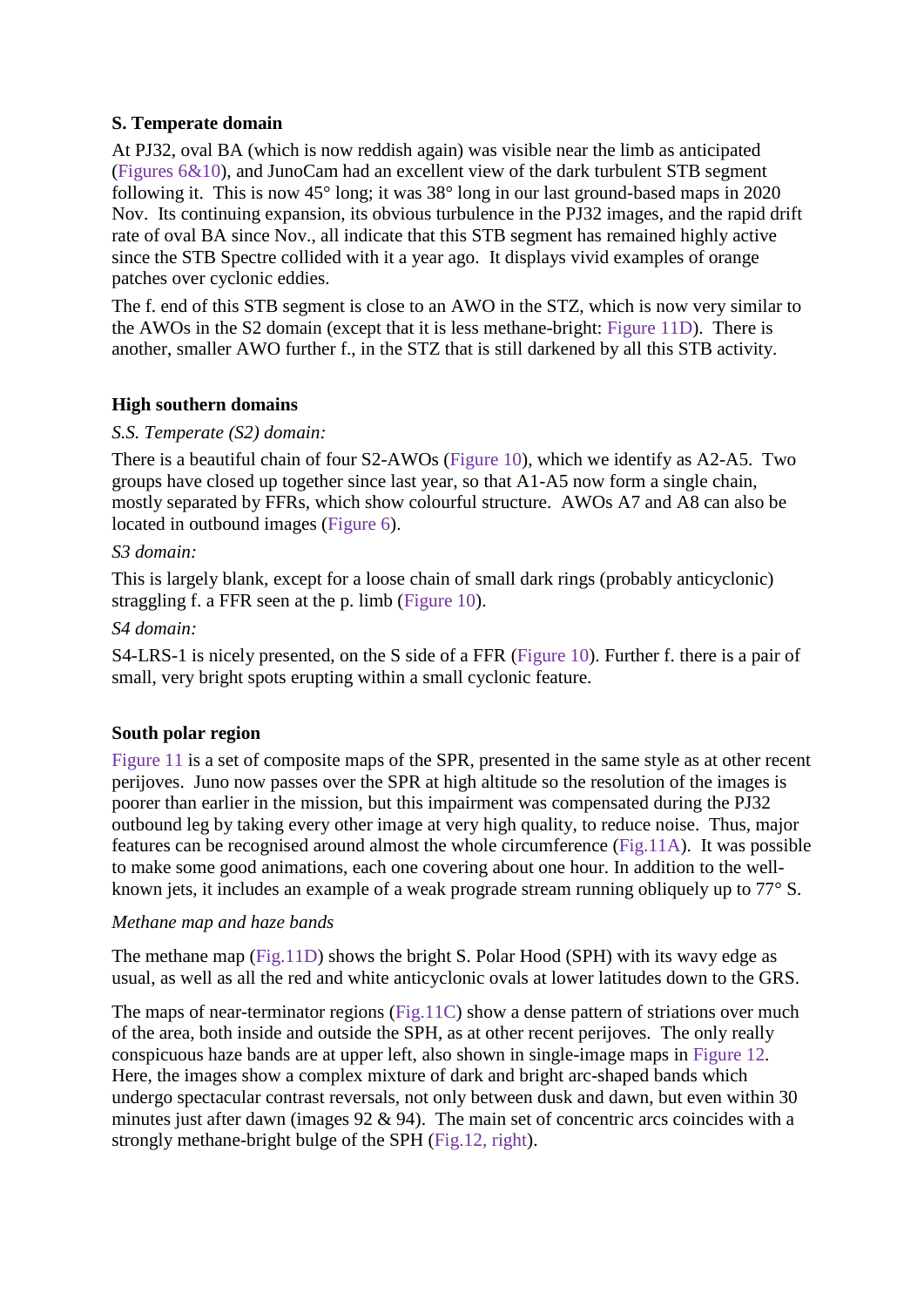**S. Temperate domain**

At PJ32, oval BA (which is now reddish again) was visible near the limb as anticipated (Figures 6&10), and JunoCam had an excellent view of the dark turbulent STB segment following it. This is now 45° long; it was 38° long in our last ground-based maps in 2020 Nov. Its continuing expansion, its obvious turbulence in the PJ32 images, and the rapid drift rate of oval BA since Nov., all indicate that this STB segment has remained highly active since the STB Spectre collided with it a year ago. It displays vivid examples of orange patches over cyclonic eddies.

The f. end of this STB segment is close to an AWO in the STZ, which is now very similar to the AWOs in the S2 domain (except that it is less methane-bright: Figure 11D). There is another, smaller AWO further f., in the STZ that is still darkened by all this STB activity.

**High southern domains**

*S.S. Temperate (S2) domain:*

There is a beautiful chain of four S2-AWOs (Figure 10), which we identify as A2-A5. Two groups have closed up together since last year, so that A1-A5 now form a single chain, mostly separated by FFRs, which show colourful structure. AWOs A7 and A8 can also be located in outbound images (Figure 6).

*S3 domain:*

This is largely blank, except for a loose chain of small dark rings (probably anticyclonic) straggling f. a FFR seen at the p. limb (Figure 10).

*S4 domain:*

S4-LRS-1 is nicely presented, on the S side of a FFR (Figure 10). Further f. there is a pair of small, very bright spots erupting within a small cyclonic feature.

**South polar region**

Figure 11 is a set of composite maps of the SPR, presented in the same style as at other recent perijoves. Juno now passes over the SPR at high altitude so the resolution of the images is poorer than earlier in the mission, but this impairment was compensated during the PJ32 outbound leg by taking every other image at very high quality, to reduce noise. Thus, major features can be recognised around almost the whole circumference (Fig.11A). It was possible to make some good animations, each one covering about one hour. In addition to the well-known jets, it includes an example of a weak prograde stream running obliquely up to 77° S.

*Methane map and haze bands*

The methane map (Fig.11D) shows the bright S. Polar Hood (SPH) with its wavy edge as usual, as well as all the red and white anticyclonic ovals at lower latitudes down to the GRS.

The maps of near-terminator regions (Fig.11C) show a dense pattern of striations over much of the area, both inside and outside the SPH, as at other recent perijoves. The only really conspicuous haze bands are at upper left, also shown in single-image maps in Figure 12. Here, the images show a complex mixture of dark and bright arc-shaped bands which undergo spectacular contrast reversals, not only between dusk and dawn, but even within 30 minutes just after dawn (images 92 & 94). The main set of concentric arcs coincides with a strongly methane-bright bulge of the SPH (Fig.12, right).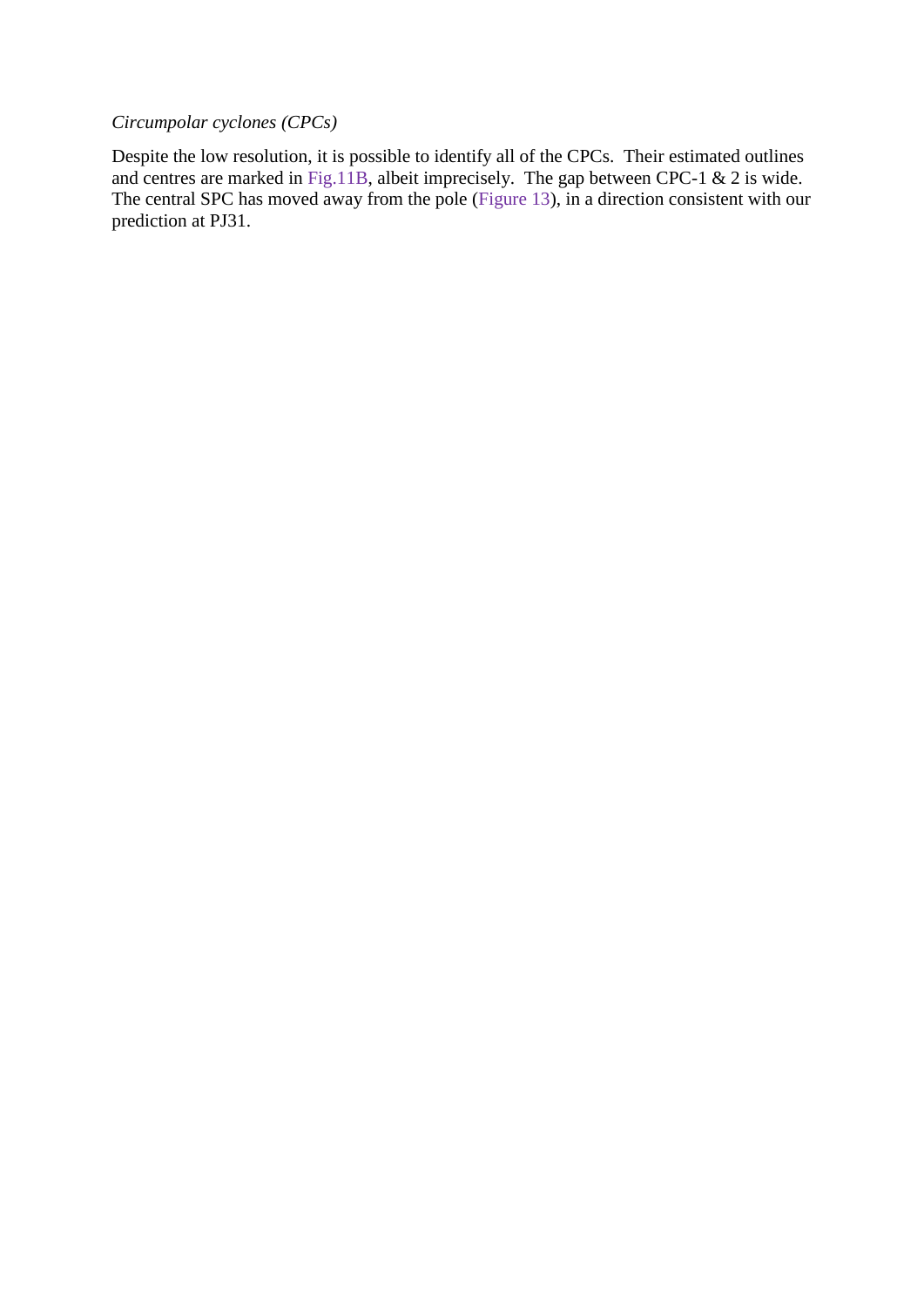*Circumpolar cyclones (CPCs)*

Despite the low resolution, it is possible to identify all of the CPCs. Their estimated outlines and centres are marked in Fig.11B, albeit imprecisely. The gap between CPC-1 & 2 is wide. The central SPC has moved away from the pole (Figure 13), in a direction consistent with our prediction at PJ31.